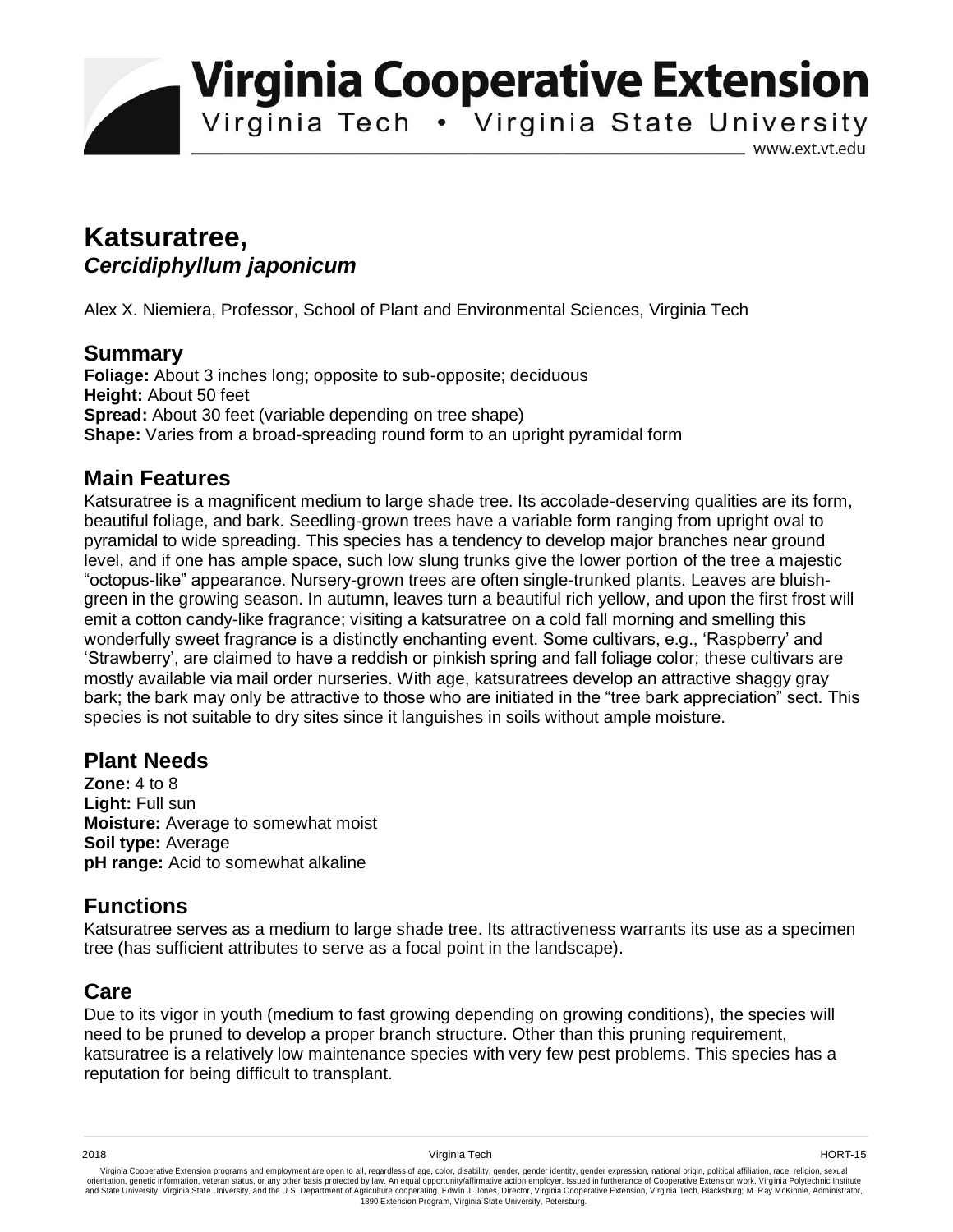# Virginia Cooperative Extension

Virginia Tech • Virginia State University

www.ext.vt.edu

# Katsuratree, *Cercidiphyllum japonicum*

Alex X. Niemiera, Professor, School of Plant and Environmental Sciences, Virginia Tech

## Summary

**Foliage:** About 3 inches long; opposite to sub-opposite; deciduous
**Height:** About 50 feet
**Spread:** About 30 feet (variable depending on tree shape)
**Shape:** Varies from a broad-spreading round form to an upright pyramidal form

## Main Features

Katsuratree is a magnificent medium to large shade tree. Its accolade-deserving qualities are its form, beautiful foliage, and bark. Seedling-grown trees have a variable form ranging from upright oval to pyramidal to wide spreading. This species has a tendency to develop major branches near ground level, and if one has ample space, such low slung trunks give the lower portion of the tree a majestic "octopus-like" appearance. Nursery-grown trees are often single-trunked plants. Leaves are bluish-green in the growing season. In autumn, leaves turn a beautiful rich yellow, and upon the first frost will emit a cotton candy-like fragrance; visiting a katsuratree on a cold fall morning and smelling this wonderfully sweet fragrance is a distinctly enchanting event. Some cultivars, e.g., 'Raspberry' and 'Strawberry', are claimed to have a reddish or pinkish spring and fall foliage color; these cultivars are mostly available via mail order nurseries. With age, katsuratrees develop an attractive shaggy gray bark; the bark may only be attractive to those who are initiated in the "tree bark appreciation" sect. This species is not suitable to dry sites since it languishes in soils without ample moisture.

## Plant Needs

**Zone:** 4 to 8
**Light:** Full sun
**Moisture:** Average to somewhat moist
**Soil type:** Average
**pH range:** Acid to somewhat alkaline

## Functions

Katsuratree serves as a medium to large shade tree. Its attractiveness warrants its use as a specimen tree (has sufficient attributes to serve as a focal point in the landscape).

## Care

Due to its vigor in youth (medium to fast growing depending on growing conditions), the species will need to be pruned to develop a proper branch structure. Other than this pruning requirement, katsuratree is a relatively low maintenance species with very few pest problems. This species has a reputation for being difficult to transplant.

2018 Virginia Tech HORT-15

Virginia Cooperative Extension programs and employment are open to all, regardless of age, color, disability, gender, gender identity, gender expression, national origin, political affiliation, race, religion, sexual orientation, genetic information, veteran status, or any other basis protected by law. An equal opportunity/affirmative action employer. Issued in furtherance of Cooperative Extension work, Virginia Polytechnic Institute and State University, Virginia State University, and the U.S. Department of Agriculture cooperating. Edwin J. Jones, Director, Virginia Cooperative Extension, Virginia Tech, Blacksburg; M. Ray McKinnie, Administrator, 1890 Extension Program, Virginia State University, Petersburg.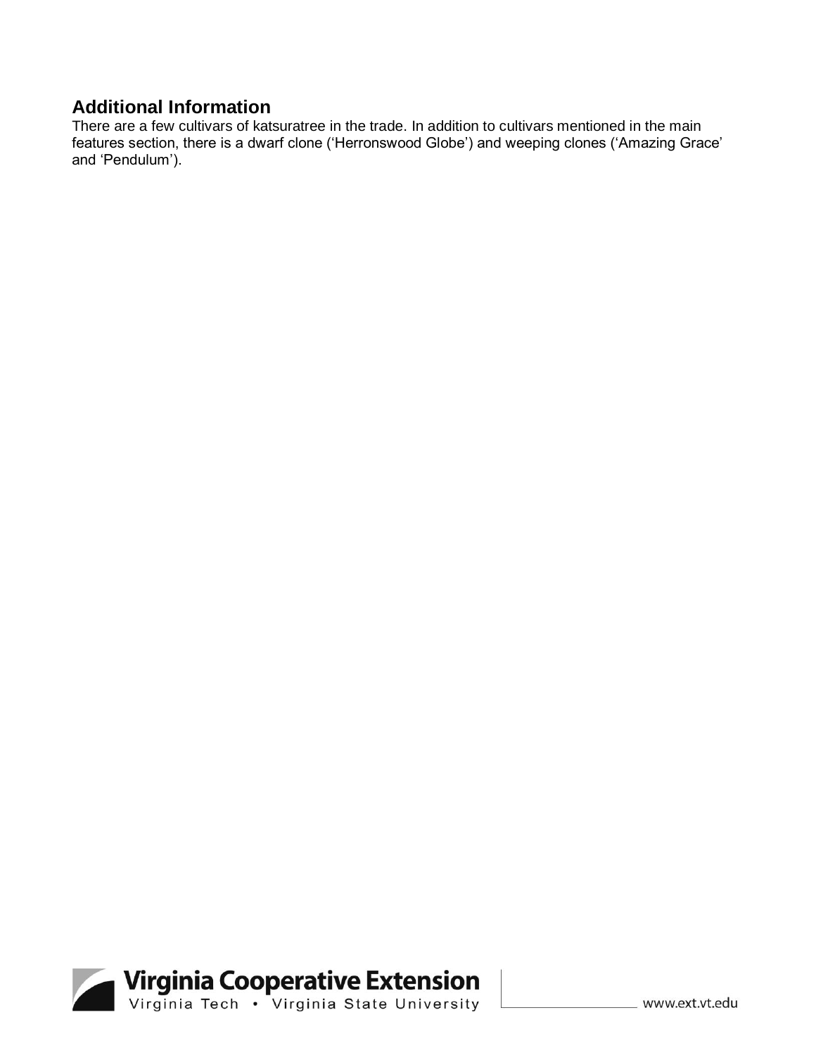## Additional Information

There are a few cultivars of katsuratree in the trade. In addition to cultivars mentioned in the main features section, there is a dwarf clone (‘Herronswood Globe’) and weeping clones (‘Amazing Grace’ and ‘Pendulum’).